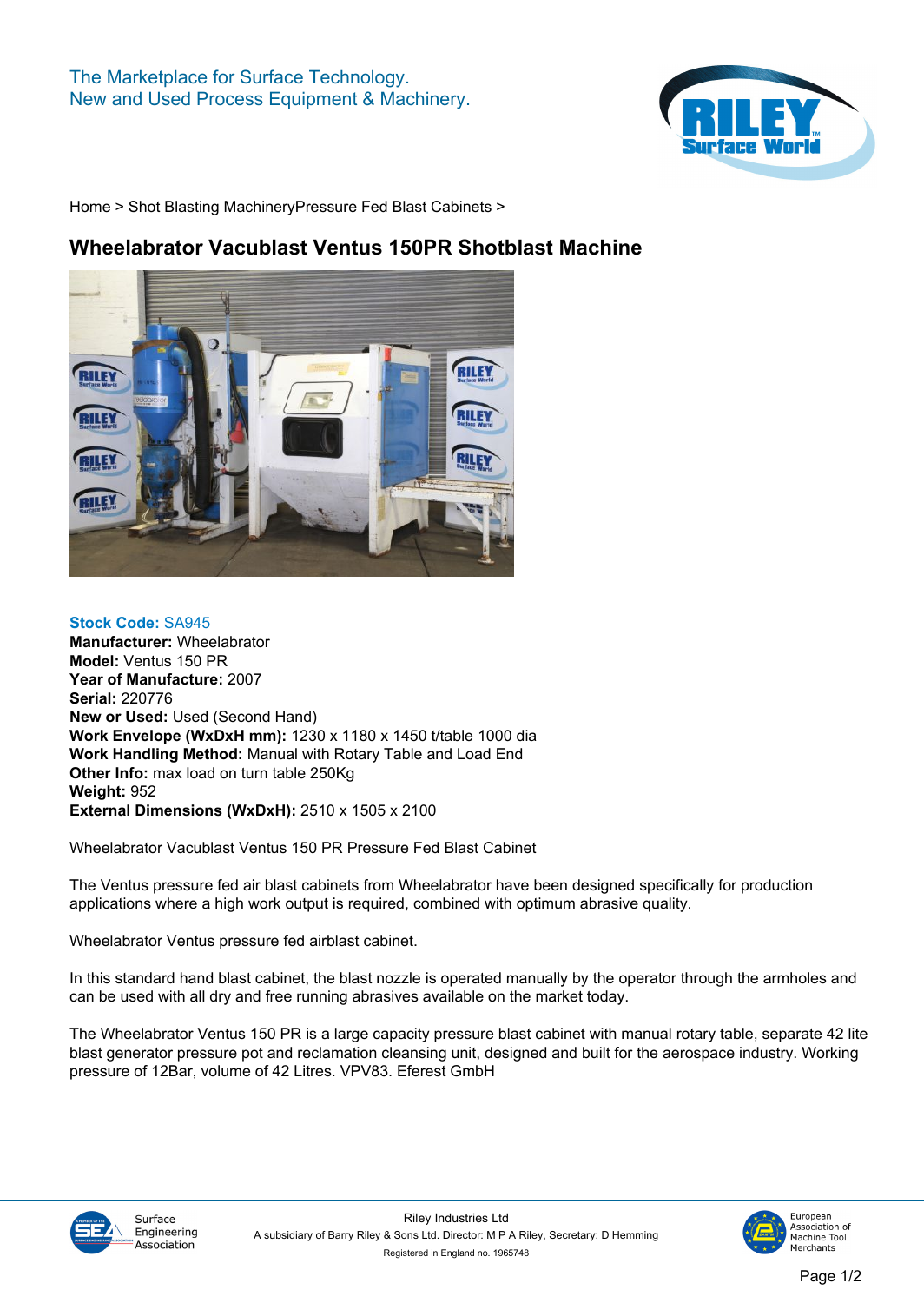The Marketplace for Surface Technology.
New and Used Process Equipment & Machinery.

Home > Shot Blasting MachineryPressure Fed Blast Cabinets >

# Wheelabrator Vacublast Ventus 150PR Shotblast Machine

**Stock Code:** SA945
**Manufacturer:** Wheelabrator
**Model:** Ventus 150 PR
**Year of Manufacture:** 2007
**Serial:** 220776
**New or Used:** Used (Second Hand)
**Work Envelope (WxDxH mm):** 1230 x 1180 x 1450 t/table 1000 dia
**Work Handling Method:** Manual with Rotary Table and Load End
**Other Info:** max load on turn table 250Kg
**Weight:** 952
**External Dimensions (WxDxH):** 2510 x 1505 x 2100

Wheelabrator Vacublast Ventus 150 PR Pressure Fed Blast Cabinet

The Ventus pressure fed air blast cabinets from Wheelabrator have been designed specifically for production applications where a high work output is required, combined with optimum abrasive quality.

Wheelabrator Ventus pressure fed airblast cabinet.

In this standard hand blast cabinet, the blast nozzle is operated manually by the operator through the armholes and can be used with all dry and free running abrasives available on the market today.

The Wheelabrator Ventus 150 PR is a large capacity pressure blast cabinet with manual rotary table, separate 42 lite blast generator pressure pot and reclamation cleansing unit, designed and built for the aerospace industry. Working pressure of 12Bar, volume of 42 Litres. VPV83. Eferest GmbH

Riley Industries Ltd
A subsidiary of Barry Riley & Sons Ltd. Director: M P A Riley, Secretary: D Hemming
Registered in England no. 1965748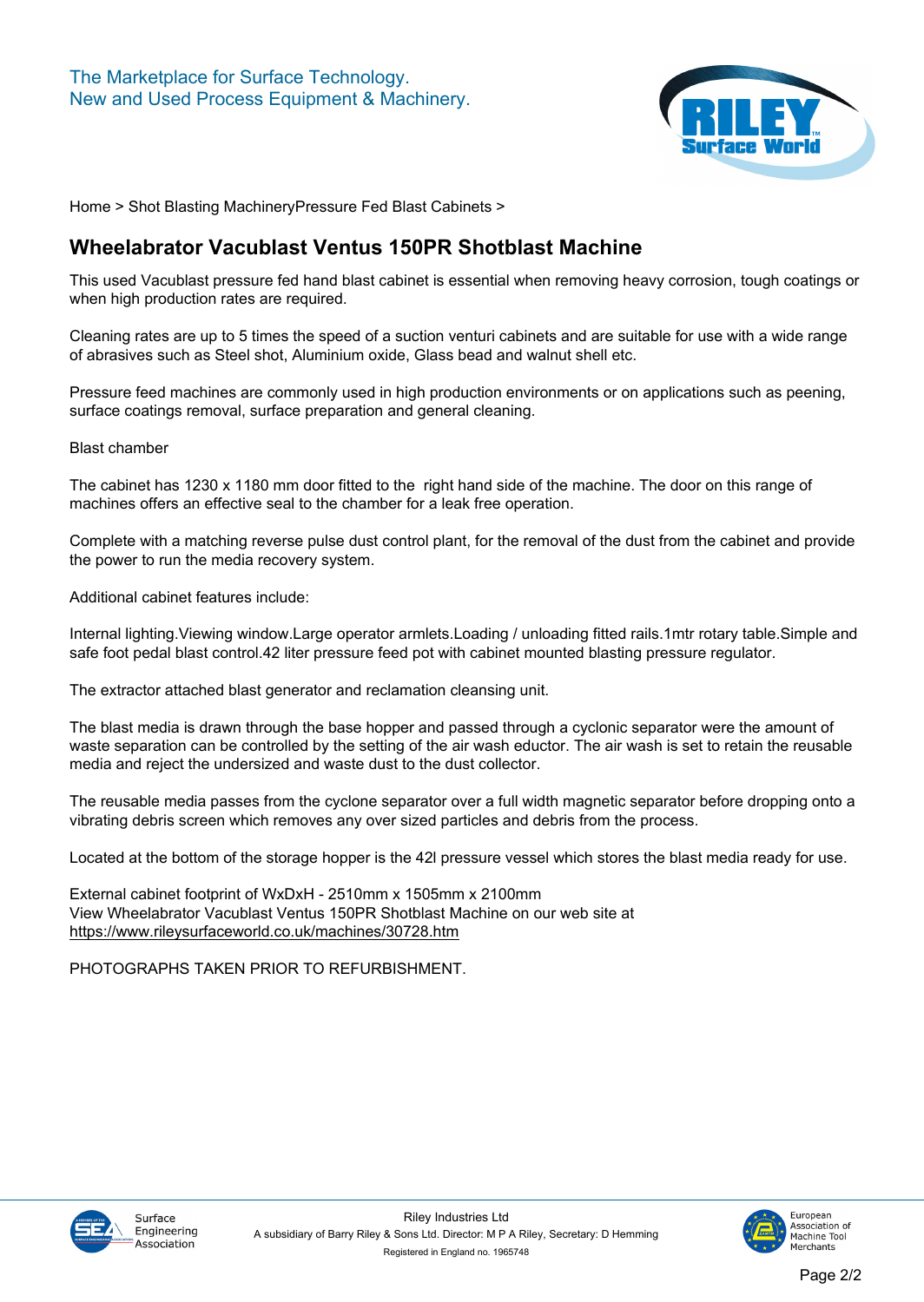The Marketplace for Surface Technology.
New and Used Process Equipment & Machinery.

Home > Shot Blasting MachineryPressure Fed Blast Cabinets >

## Wheelabrator Vacublast Ventus 150PR Shotblast Machine

This used Vacublast pressure fed hand blast cabinet is essential when removing heavy corrosion, tough coatings or when high production rates are required.

Cleaning rates are up to 5 times the speed of a suction venturi cabinets and are suitable for use with a wide range of abrasives such as Steel shot, Aluminium oxide, Glass bead and walnut shell etc.

Pressure feed machines are commonly used in high production environments or on applications such as peening, surface coatings removal, surface preparation and general cleaning.

Blast chamber

The cabinet has 1230 x 1180 mm door fitted to the right hand side of the machine. The door on this range of machines offers an effective seal to the chamber for a leak free operation.

Complete with a matching reverse pulse dust control plant, for the removal of the dust from the cabinet and provide the power to run the media recovery system.

Additional cabinet features include:

Internal lighting.Viewing window.Large operator armlets.Loading / unloading fitted rails.1mtr rotary table.Simple and safe foot pedal blast control.42 liter pressure feed pot with cabinet mounted blasting pressure regulator.

The extractor attached blast generator and reclamation cleansing unit.

The blast media is drawn through the base hopper and passed through a cyclonic separator were the amount of waste separation can be controlled by the setting of the air wash eductor. The air wash is set to retain the reusable media and reject the undersized and waste dust to the dust collector.

The reusable media passes from the cyclone separator over a full width magnetic separator before dropping onto a vibrating debris screen which removes any over sized particles and debris from the process.

Located at the bottom of the storage hopper is the 42l pressure vessel which stores the blast media ready for use.

External cabinet footprint of WxDxH - 2510mm x 1505mm x 2100mm
View Wheelabrator Vacublast Ventus 150PR Shotblast Machine on our web site at https://www.rileysurfaceworld.co.uk/machines/30728.htm

PHOTOGRAPHS TAKEN PRIOR TO REFURBISHMENT.

Surface Engineering Association

Riley Industries Ltd
A subsidiary of Barry Riley & Sons Ltd. Director: M P A Riley, Secretary: D Hemming
Registered in England no. 1965748

European Association of Machine Tool Merchants